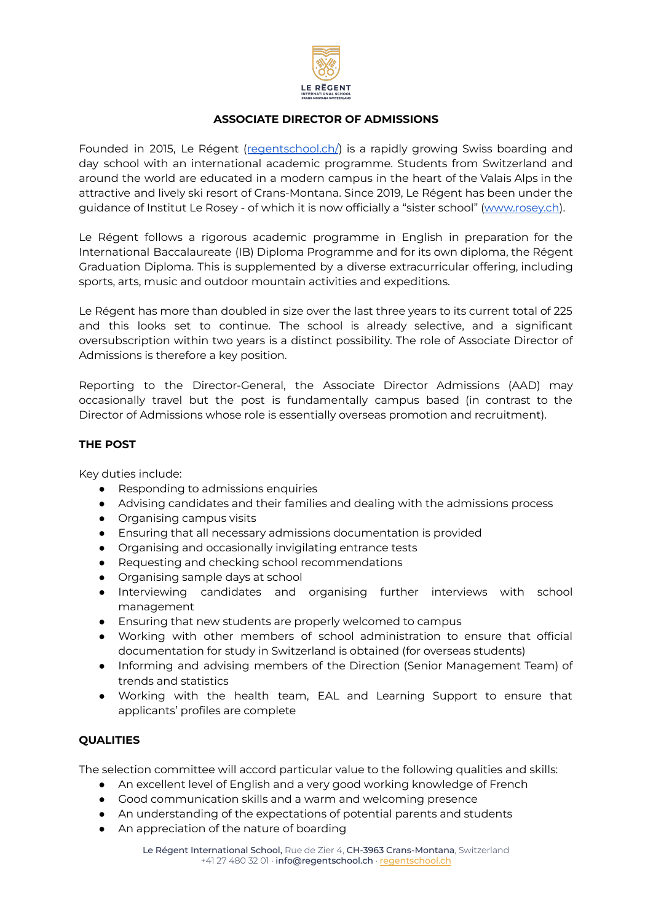# ASSOCIATE DIRECTOR OF ADMISSIONS

Founded in 2015, Le Régent (regentschool.ch/) is a rapidly growing Swiss boarding and day school with an international academic programme. Students from Switzerland and around the world are educated in a modern campus in the heart of the Valais Alps in the attractive and lively ski resort of Crans-Montana. Since 2019, Le Régent has been under the guidance of Institut Le Rosey - of which it is now officially a "sister school" (www.rosey.ch).

Le Régent follows a rigorous academic programme in English in preparation for the International Baccalaureate (IB) Diploma Programme and for its own diploma, the Régent Graduation Diploma. This is supplemented by a diverse extracurricular offering, including sports, arts, music and outdoor mountain activities and expeditions.

Le Régent has more than doubled in size over the last three years to its current total of 225 and this looks set to continue. The school is already selective, and a significant oversubscription within two years is a distinct possibility. The role of Associate Director of Admissions is therefore a key position.

Reporting to the Director-General, the Associate Director Admissions (AAD) may occasionally travel but the post is fundamentally campus based (in contrast to the Director of Admissions whose role is essentially overseas promotion and recruitment).

## THE POST

Key duties include:

- Responding to admissions enquiries
- Advising candidates and their families and dealing with the admissions process
- Organising campus visits
- Ensuring that all necessary admissions documentation is provided
- Organising and occasionally invigilating entrance tests
- Requesting and checking school recommendations
- Organising sample days at school
- Interviewing candidates and organising further interviews with school management
- Ensuring that new students are properly welcomed to campus
- Working with other members of school administration to ensure that official documentation for study in Switzerland is obtained (for overseas students)
- Informing and advising members of the Direction (Senior Management Team) of trends and statistics
- Working with the health team, EAL and Learning Support to ensure that applicants' profiles are complete

## QUALITIES

The selection committee will accord particular value to the following qualities and skills:

- An excellent level of English and a very good working knowledge of French
- Good communication skills and a warm and welcoming presence
- An understanding of the expectations of potential parents and students
- An appreciation of the nature of boarding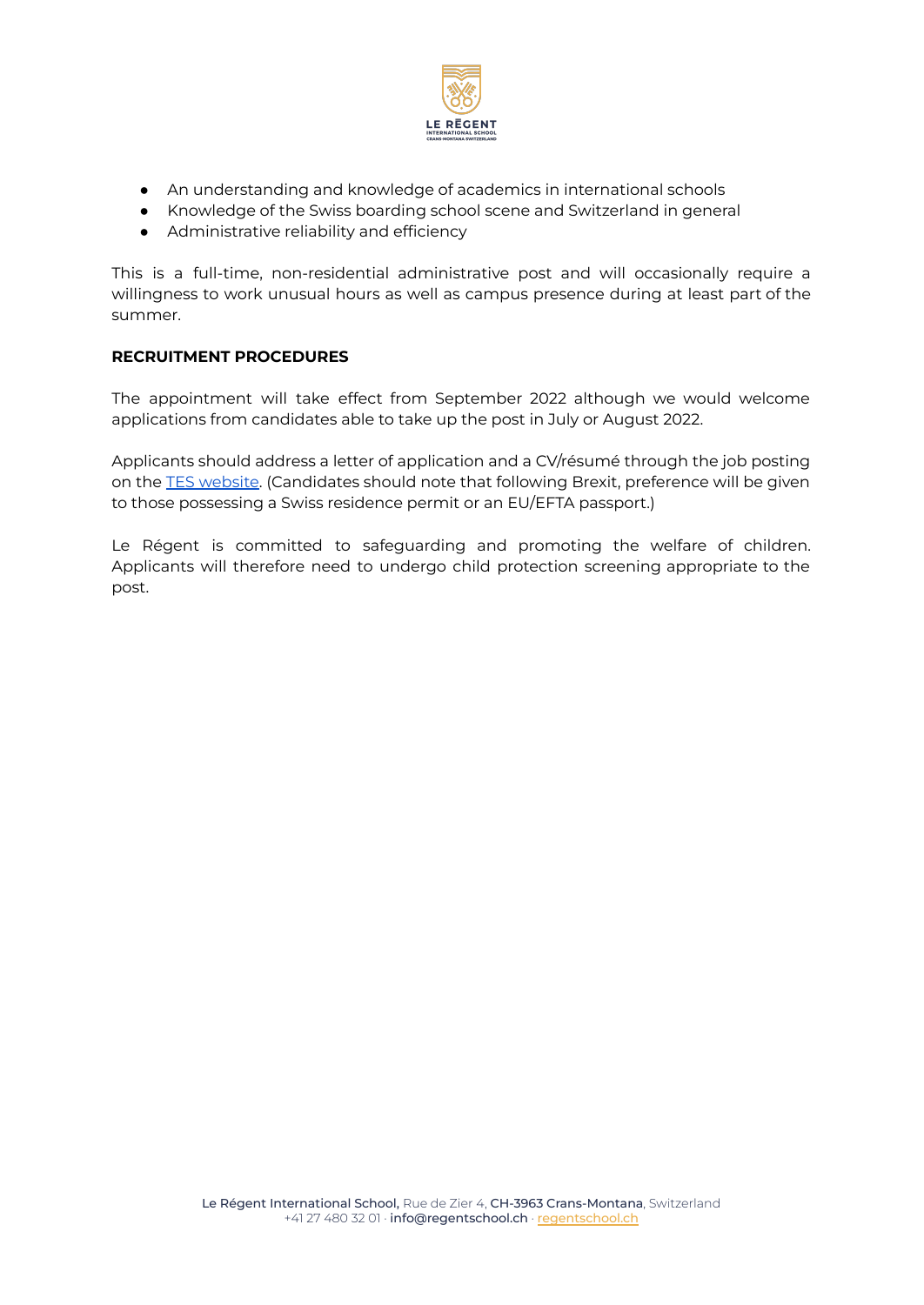- An understanding and knowledge of academics in international schools
- Knowledge of the Swiss boarding school scene and Switzerland in general
- Administrative reliability and efficiency

This is a full-time, non-residential administrative post and will occasionally require a willingness to work unusual hours as well as campus presence during at least part of the summer.

**RECRUITMENT PROCEDURES**

The appointment will take effect from September 2022 although we would welcome applications from candidates able to take up the post in July or August 2022.

Applicants should address a letter of application and a CV/résumé through the job posting on the TES website. (Candidates should note that following Brexit, preference will be given to those possessing a Swiss residence permit or an EU/EFTA passport.)

Le Régent is committed to safeguarding and promoting the welfare of children. Applicants will therefore need to undergo child protection screening appropriate to the post.